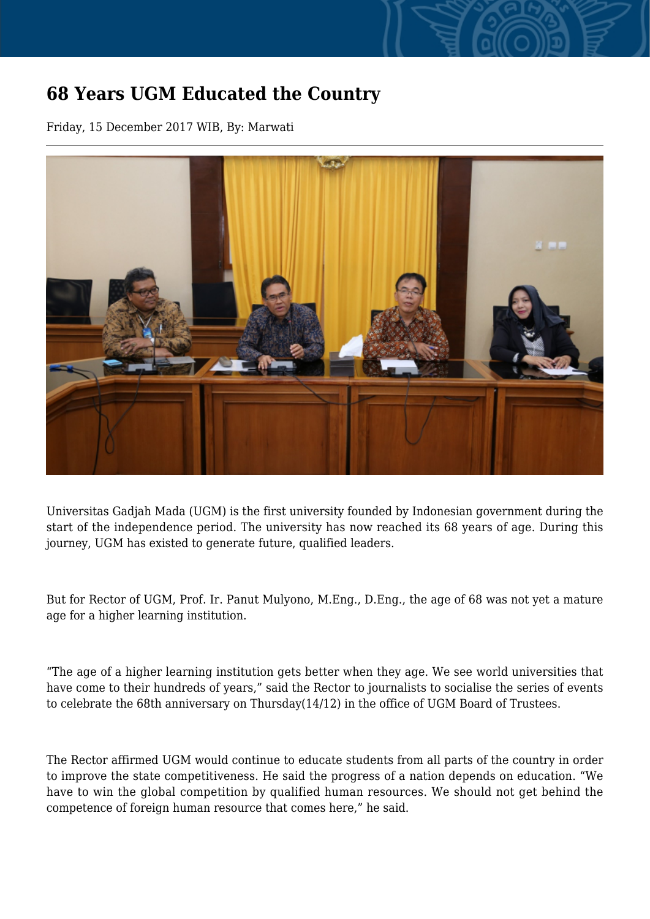# 68 Years UGM Educated the Country

Friday, 15 December 2017 WIB, By: Marwati

Universitas Gadjah Mada (UGM) is the first university founded by Indonesian government during the start of the independence period. The university has now reached its 68 years of age. During this journey, UGM has existed to generate future, qualified leaders.

But for Rector of UGM, Prof. Ir. Panut Mulyono, M.Eng., D.Eng., the age of 68 was not yet a mature age for a higher learning institution.

“The age of a higher learning institution gets better when they age. We see world universities that have come to their hundreds of years,” said the Rector to journalists to socialise the series of events to celebrate the 68th anniversary on Thursday(14/12) in the office of UGM Board of Trustees.

The Rector affirmed UGM would continue to educate students from all parts of the country in order to improve the state competitiveness. He said the progress of a nation depends on education. “We have to win the global competition by qualified human resources. We should not get behind the competence of foreign human resource that comes here,” he said.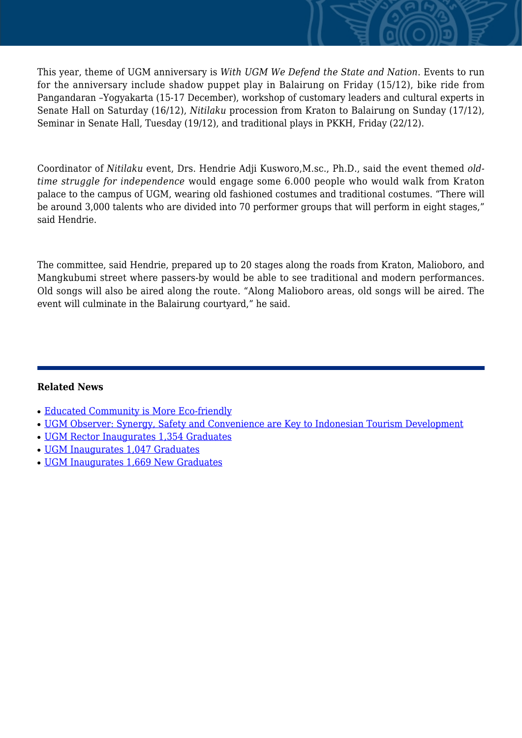This year, theme of UGM anniversary is *With UGM We Defend the State and Nation*. Events to run for the anniversary include shadow puppet play in Balairung on Friday (15/12), bike ride from Pangandaran –Yogyakarta (15-17 December), workshop of customary leaders and cultural experts in Senate Hall on Saturday (16/12), *Nitilaku* procession from Kraton to Balairung on Sunday (17/12), Seminar in Senate Hall, Tuesday (19/12), and traditional plays in PKKH, Friday (22/12).

Coordinator of *Nitilaku* event, Drs. Hendrie Adji Kusworo,M.sc., Ph.D., said the event themed *old-time struggle for independence* would engage some 6.000 people who would walk from Kraton palace to the campus of UGM, wearing old fashioned costumes and traditional costumes. "There will be around 3,000 talents who are divided into 70 performer groups that will perform in eight stages," said Hendrie.

The committee, said Hendrie, prepared up to 20 stages along the roads from Kraton, Malioboro, and Mangkubumi street where passers-by would be able to see traditional and modern performances. Old songs will also be aired along the route. "Along Malioboro areas, old songs will be aired. The event will culminate in the Balairung courtyard," he said.

---

**Related News**

- Educated Community is More Eco-friendly
- UGM Observer: Synergy, Safety and Convenience are Key to Indonesian Tourism Development
- UGM Rector Inaugurates 1,354 Graduates
- UGM Inaugurates 1,047 Graduates
- UGM Inaugurates 1,669 New Graduates